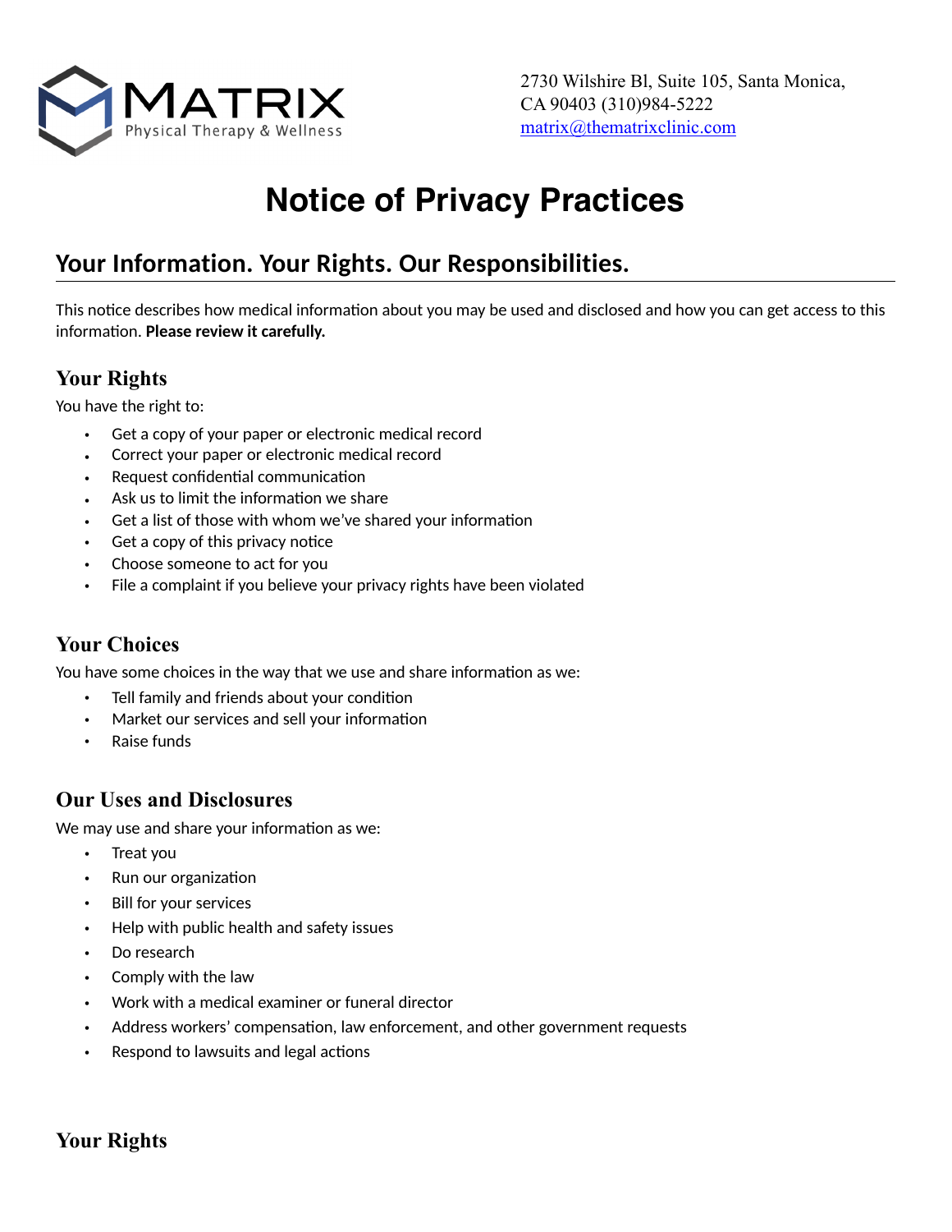MATRIX
Physical Therapy & Wellness

2730 Wilshire Bl, Suite 105, Santa Monica, CA 90403 (310)984-5222
matrix@thematrixclinic.com

# Notice of Privacy Practices

## Your Information. Your Rights. Our Responsibilities.

This notice describes how medical information about you may be used and disclosed and how you can get access to this information. **Please review it carefully.**

### Your Rights

You have the right to:

- Get a copy of your paper or electronic medical record
- Correct your paper or electronic medical record
- Request confidential communication
- Ask us to limit the information we share
- Get a list of those with whom we've shared your information
- Get a copy of this privacy notice
- Choose someone to act for you
- File a complaint if you believe your privacy rights have been violated

### Your Choices

You have some choices in the way that we use and share information as we:

- Tell family and friends about your condition
- Market our services and sell your information
- Raise funds

### Our Uses and Disclosures

We may use and share your information as we:

- Treat you
- Run our organization
- Bill for your services
- Help with public health and safety issues
- Do research
- Comply with the law
- Work with a medical examiner or funeral director
- Address workers' compensation, law enforcement, and other government requests
- Respond to lawsuits and legal actions

### Your Rights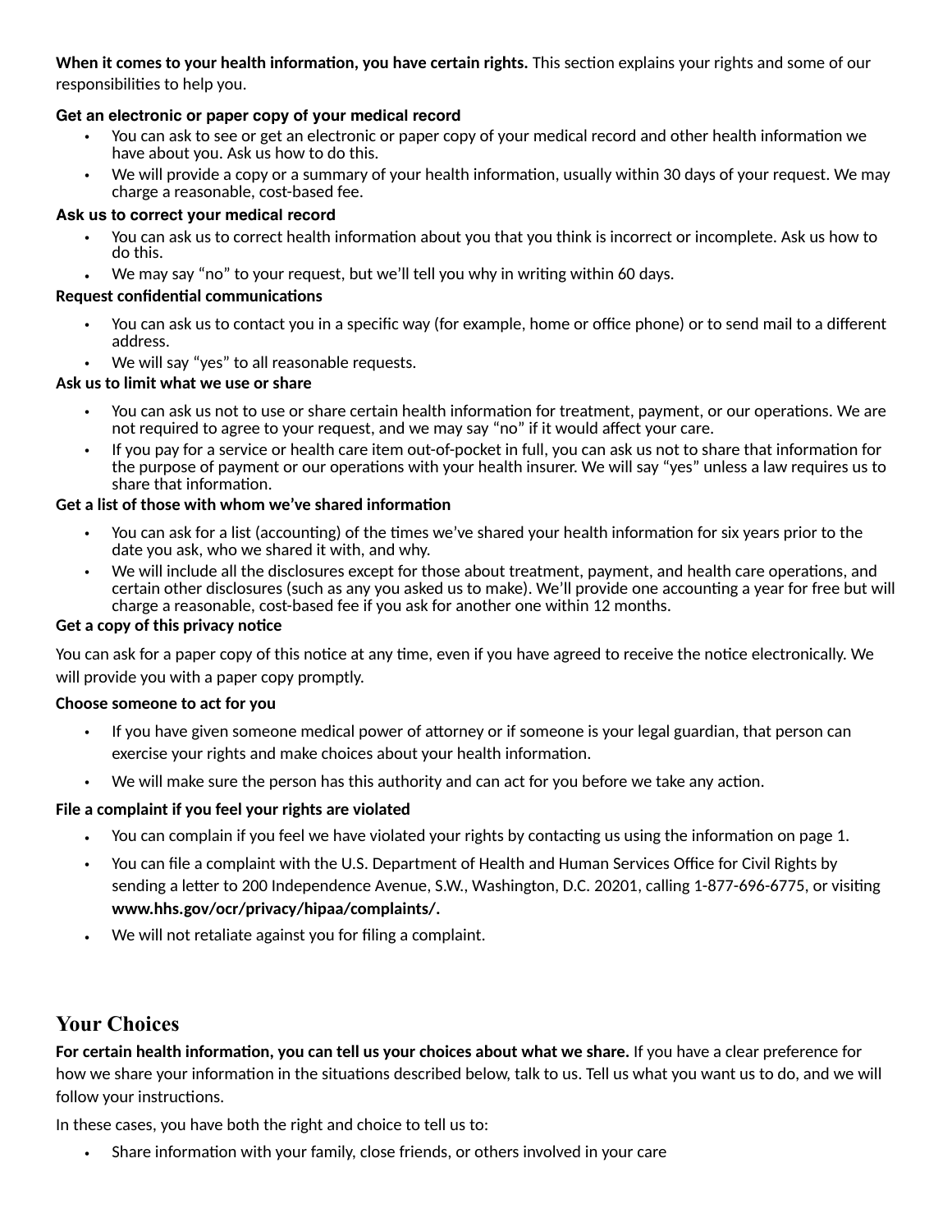**When it comes to your health information, you have certain rights.** This section explains your rights and some of our responsibilities to help you.

**Get an electronic or paper copy of your medical record**

- You can ask to see or get an electronic or paper copy of your medical record and other health information we have about you. Ask us how to do this.
- We will provide a copy or a summary of your health information, usually within 30 days of your request. We may charge a reasonable, cost-based fee.

**Ask us to correct your medical record**

- You can ask us to correct health information about you that you think is incorrect or incomplete. Ask us how to do this.
- We may say "no" to your request, but we'll tell you why in writing within 60 days.

**Request confidential communications**

- You can ask us to contact you in a specific way (for example, home or office phone) or to send mail to a different address.
- We will say "yes" to all reasonable requests.

**Ask us to limit what we use or share**

- You can ask us not to use or share certain health information for treatment, payment, or our operations. We are not required to agree to your request, and we may say "no" if it would affect your care.
- If you pay for a service or health care item out-of-pocket in full, you can ask us not to share that information for the purpose of payment or our operations with your health insurer. We will say "yes" unless a law requires us to share that information.

**Get a list of those with whom we've shared information**

- You can ask for a list (accounting) of the times we've shared your health information for six years prior to the date you ask, who we shared it with, and why.
- We will include all the disclosures except for those about treatment, payment, and health care operations, and certain other disclosures (such as any you asked us to make). We'll provide one accounting a year for free but will charge a reasonable, cost-based fee if you ask for another one within 12 months.

**Get a copy of this privacy notice**

You can ask for a paper copy of this notice at any time, even if you have agreed to receive the notice electronically. We will provide you with a paper copy promptly.

**Choose someone to act for you**

- If you have given someone medical power of attorney or if someone is your legal guardian, that person can exercise your rights and make choices about your health information.
- We will make sure the person has this authority and can act for you before we take any action.

**File a complaint if you feel your rights are violated**

- You can complain if you feel we have violated your rights by contacting us using the information on page 1.
- You can file a complaint with the U.S. Department of Health and Human Services Office for Civil Rights by sending a letter to 200 Independence Avenue, S.W., Washington, D.C. 20201, calling 1-877-696-6775, or visiting **www.hhs.gov/ocr/privacy/hipaa/complaints/.**
- We will not retaliate against you for filing a complaint.

## Your Choices

**For certain health information, you can tell us your choices about what we share.** If you have a clear preference for how we share your information in the situations described below, talk to us. Tell us what you want us to do, and we will follow your instructions.

In these cases, you have both the right and choice to tell us to:

- Share information with your family, close friends, or others involved in your care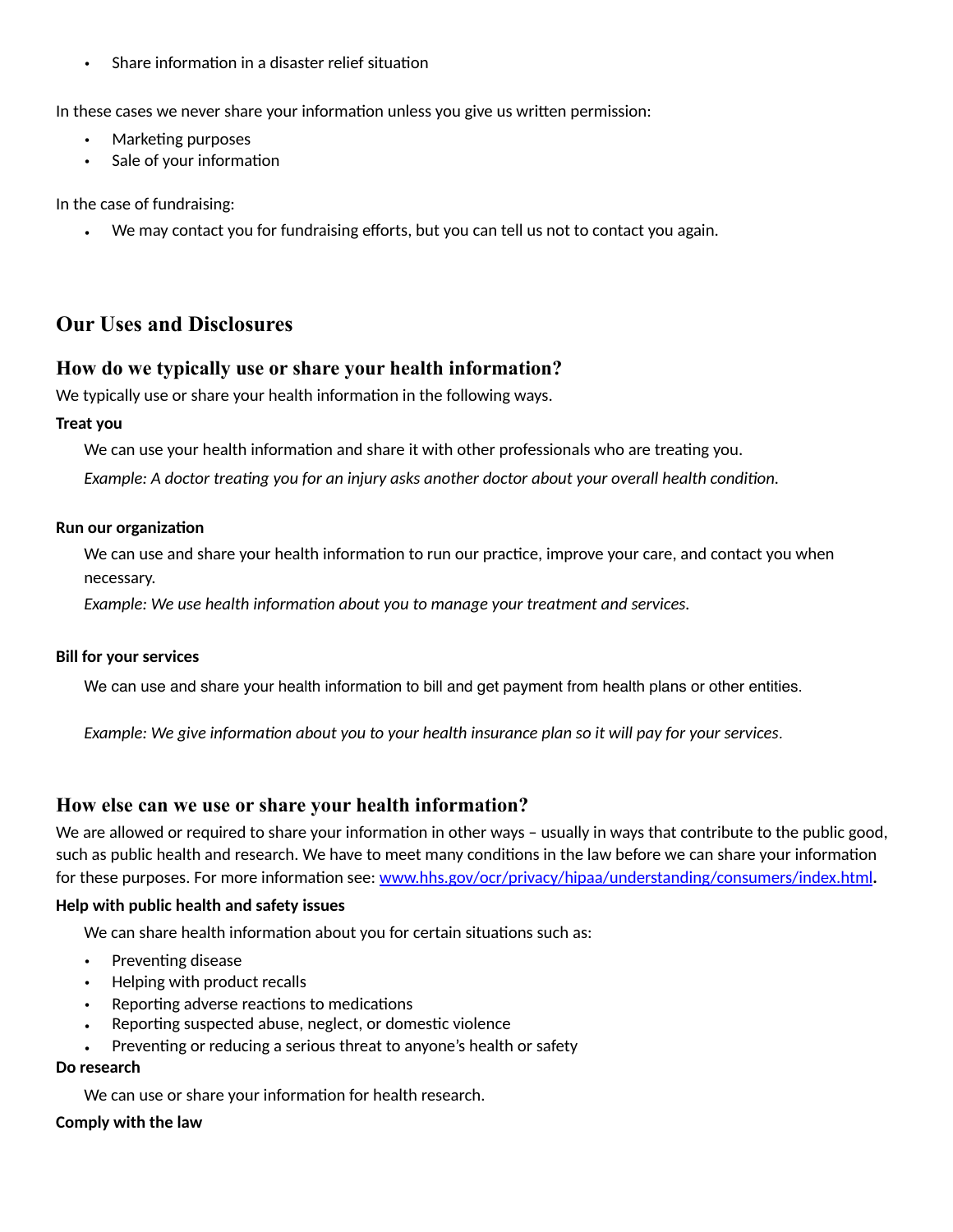- Share information in a disaster relief situation

In these cases we never share your information unless you give us written permission:

- Marketing purposes
- Sale of your information

In the case of fundraising:

- We may contact you for fundraising efforts, but you can tell us not to contact you again.

## Our Uses and Disclosures

### How do we typically use or share your health information?

We typically use or share your health information in the following ways.

**Treat you**

We can use your health information and share it with other professionals who are treating you.

*Example: A doctor treating you for an injury asks another doctor about your overall health condition.*

**Run our organization**

We can use and share your health information to run our practice, improve your care, and contact you when necessary.

*Example: We use health information about you to manage your treatment and services.*

**Bill for your services**

We can use and share your health information to bill and get payment from health plans or other entities.

*Example: We give information about you to your health insurance plan so it will pay for your services.*

### How else can we use or share your health information?

We are allowed or required to share your information in other ways – usually in ways that contribute to the public good, such as public health and research. We have to meet many conditions in the law before we can share your information for these purposes. For more information see: [www.hhs.gov/ocr/privacy/hipaa/understanding/consumers/index.html](http://www.hhs.gov/ocr/privacy/hipaa/understanding/consumers/index.html).

**Help with public health and safety issues**

We can share health information about you for certain situations such as:

- Preventing disease
- Helping with product recalls
- Reporting adverse reactions to medications
- Reporting suspected abuse, neglect, or domestic violence
- Preventing or reducing a serious threat to anyone's health or safety

**Do research**

We can use or share your information for health research.

**Comply with the law**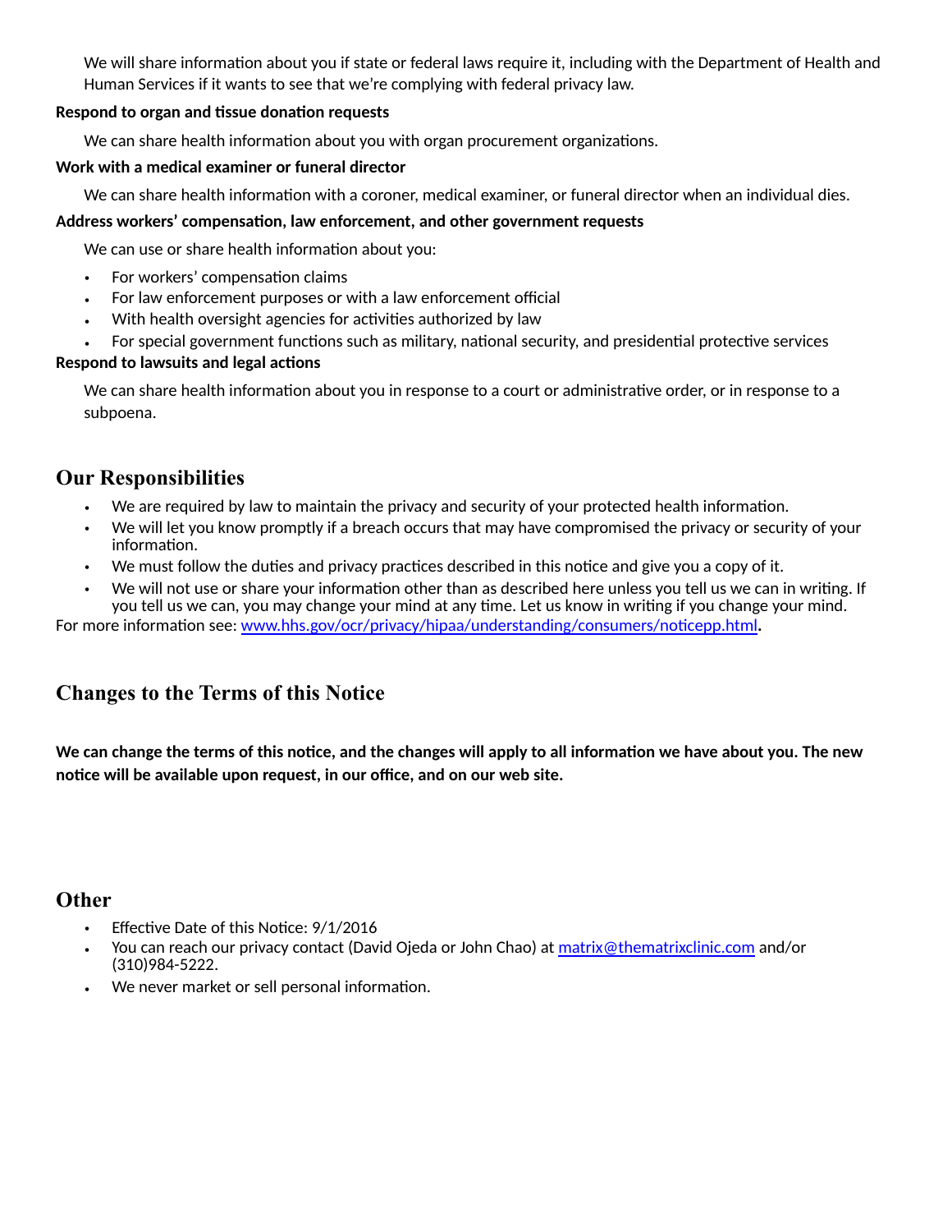We will share information about you if state or federal laws require it, including with the Department of Health and Human Services if it wants to see that we're complying with federal privacy law.

**Respond to organ and tissue donation requests**

We can share health information about you with organ procurement organizations.

**Work with a medical examiner or funeral director**

We can share health information with a coroner, medical examiner, or funeral director when an individual dies.

**Address workers' compensation, law enforcement, and other government requests**

We can use or share health information about you:

- For workers' compensation claims
- For law enforcement purposes or with a law enforcement official
- With health oversight agencies for activities authorized by law
- For special government functions such as military, national security, and presidential protective services

**Respond to lawsuits and legal actions**

We can share health information about you in response to a court or administrative order, or in response to a subpoena.

## Our Responsibilities

- We are required by law to maintain the privacy and security of your protected health information.
- We will let you know promptly if a breach occurs that may have compromised the privacy or security of your information.
- We must follow the duties and privacy practices described in this notice and give you a copy of it.
- We will not use or share your information other than as described here unless you tell us we can in writing. If you tell us we can, you may change your mind at any time. Let us know in writing if you change your mind.

For more information see: [www.hhs.gov/ocr/privacy/hipaa/understanding/consumers/noticepp.html](http://www.hhs.gov/ocr/privacy/hipaa/understanding/consumers/noticepp.html).

## Changes to the Terms of this Notice

**We can change the terms of this notice, and the changes will apply to all information we have about you. The new notice will be available upon request, in our office, and on our web site.**

## Other

- Effective Date of this Notice: 9/1/2016
- You can reach our privacy contact (David Ojeda or John Chao) at [matrix@thematrixclinic.com](mailto:matrix@thematrixclinic.com) and/or (310)984-5222.
- We never market or sell personal information.